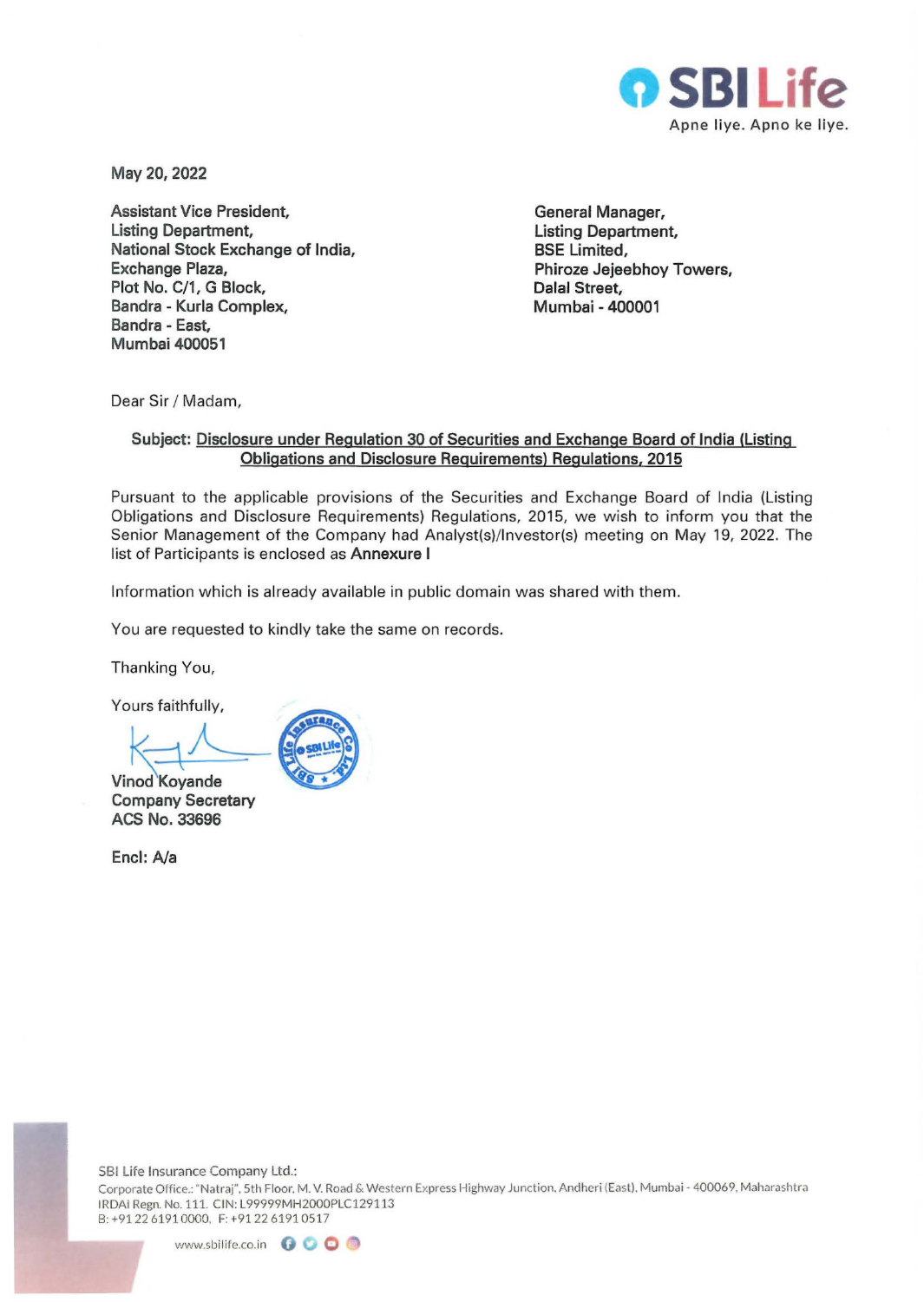SBI Life
Apne liye. Apno ke liye.

May 20, 2022

**Assistant Vice President,**
**Listing Department,**
**National Stock Exchange of India,**
**Exchange Plaza,**
**Plot No. C/1, G Block,**
**Bandra - Kurla Complex,**
**Bandra - East,**
**Mumbai 400051**

**General Manager,**
**Listing Department,**
**BSE Limited,**
**Phiroze Jejeebhoy Towers,**
**Dalal Street,**
**Mumbai - 400001**

Dear Sir / Madam,

**Subject: Disclosure under Regulation 30 of Securities and Exchange Board of India (Listing Obligations and Disclosure Requirements) Regulations, 2015**

Pursuant to the applicable provisions of the Securities and Exchange Board of India (Listing Obligations and Disclosure Requirements) Regulations, 2015, we wish to inform you that the Senior Management of the Company had Analyst(s)/Investor(s) meeting on May 19, 2022. The list of Participants is enclosed as **Annexure I**

Information which is already available in public domain was shared with them.

You are requested to kindly take the same on records.

Thanking You,

Yours faithfully,

**Vinod Koyande**
**Company Secretary**
**ACS No. 33696**

**Encl: A/a**

SBI Life Insurance Company Ltd.:
Corporate Office.: "Natraj", 5th Floor, M. V. Road & Western Express Highway Junction, Andheri (East), Mumbai - 400069, Maharashtra
IRDAI Regn. No. 111. CIN: L99999MH2000PLC129113
B: +91 22 6191 0000, F: +91 22 6191 0517
www.sbilife.co.in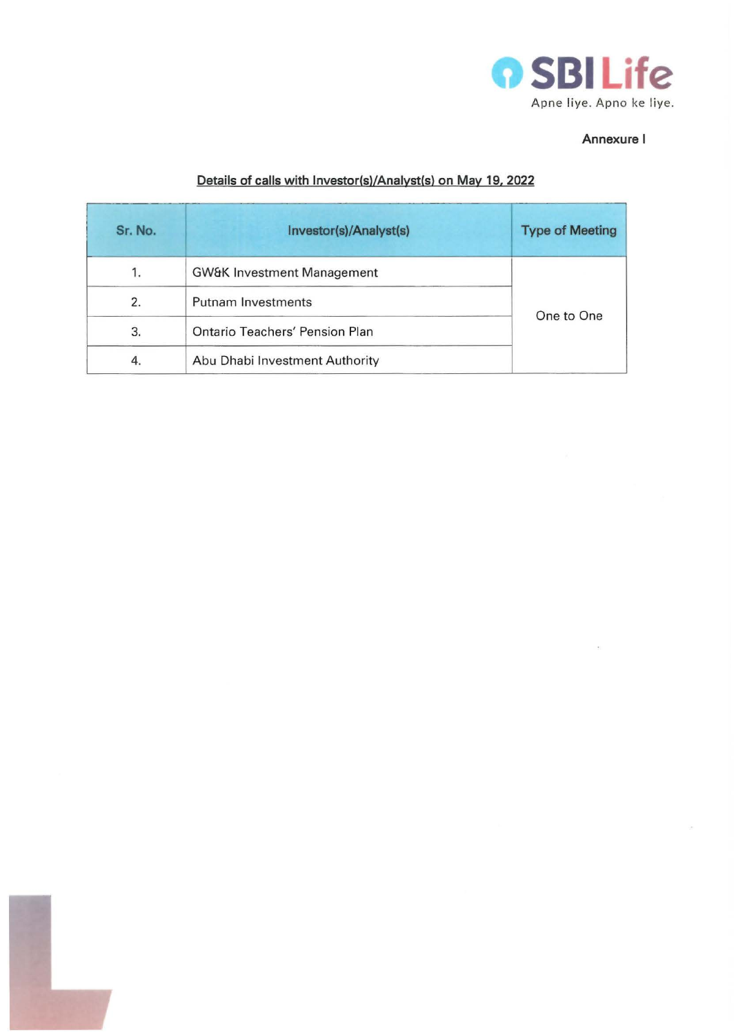Annexure I

**Details of calls with Investor(s)/Analyst(s) on May 19, 2022**

| Sr. No. | Investor(s)/Analyst(s) | Type of Meeting |
|---|---|---|
| 1. | GW&K Investment Management | One to One |
| 2. | Putnam Investments | |
| 3. | Ontario Teachers' Pension Plan | |
| 4. | Abu Dhabi Investment Authority | |